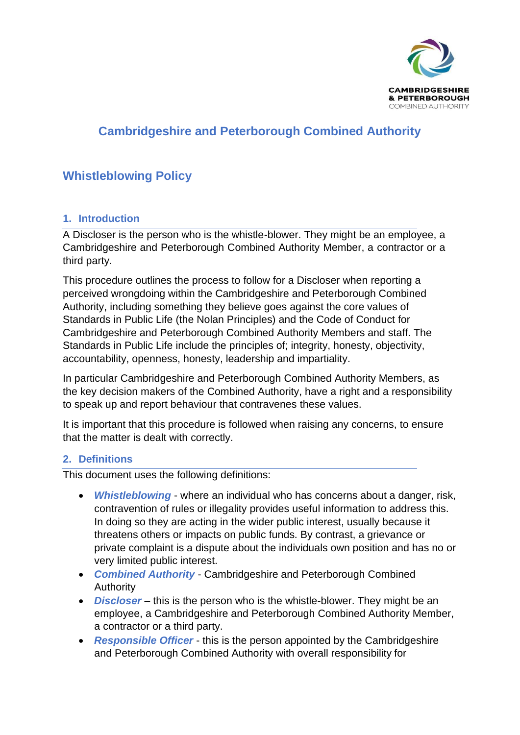# Cambridgeshire and Peterborough Combined Authority

## Whistleblowing Policy

### 1. Introduction

A Discloser is the person who is the whistle-blower. They might be an employee, a Cambridgeshire and Peterborough Combined Authority Member, a contractor or a third party.

This procedure outlines the process to follow for a Discloser when reporting a perceived wrongdoing within the Cambridgeshire and Peterborough Combined Authority, including something they believe goes against the core values of Standards in Public Life (the Nolan Principles) and the Code of Conduct for Cambridgeshire and Peterborough Combined Authority Members and staff. The Standards in Public Life include the principles of; integrity, honesty, objectivity, accountability, openness, honesty, leadership and impartiality.

In particular Cambridgeshire and Peterborough Combined Authority Members, as the key decision makers of the Combined Authority, have a right and a responsibility to speak up and report behaviour that contravenes these values.

It is important that this procedure is followed when raising any concerns, to ensure that the matter is dealt with correctly.

### 2. Definitions

This document uses the following definitions:

- ***Whistleblowing*** - where an individual who has concerns about a danger, risk, contravention of rules or illegality provides useful information to address this. In doing so they are acting in the wider public interest, usually because it threatens others or impacts on public funds. By contrast, a grievance or private complaint is a dispute about the individuals own position and has no or very limited public interest.
- ***Combined Authority*** - Cambridgeshire and Peterborough Combined Authority
- ***Discloser*** – this is the person who is the whistle-blower. They might be an employee, a Cambridgeshire and Peterborough Combined Authority Member, a contractor or a third party.
- ***Responsible Officer*** - this is the person appointed by the Cambridgeshire and Peterborough Combined Authority with overall responsibility for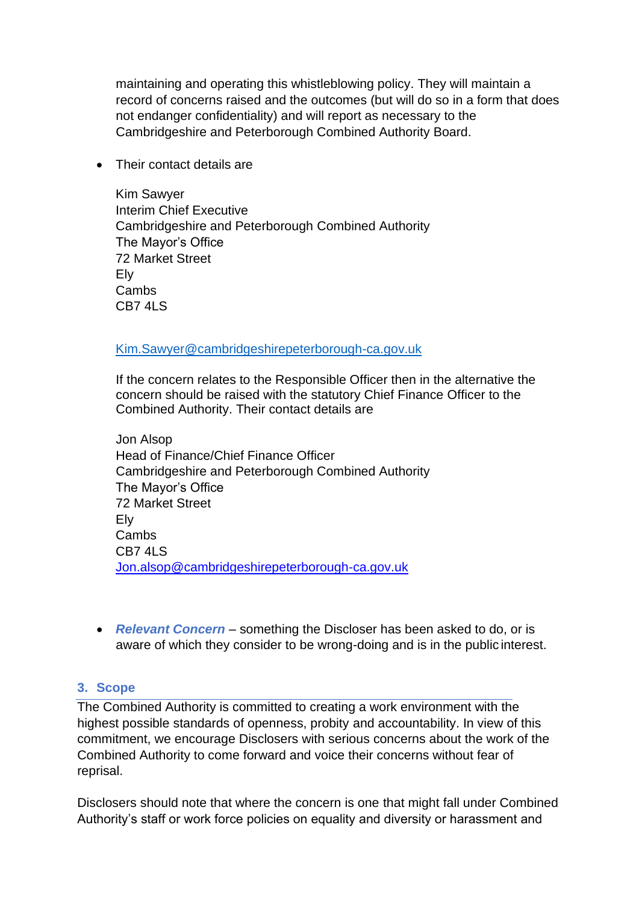maintaining and operating this whistleblowing policy. They will maintain a record of concerns raised and the outcomes (but will do so in a form that does not endanger confidentiality) and will report as necessary to the Cambridgeshire and Peterborough Combined Authority Board.

- Their contact details are

  Kim Sawyer
  Interim Chief Executive
  Cambridgeshire and Peterborough Combined Authority
  The Mayor's Office
  72 Market Street
  Ely
  Cambs
  CB7 4LS

  Kim.Sawyer@cambridgeshirepeterborough-ca.gov.uk

  If the concern relates to the Responsible Officer then in the alternative the concern should be raised with the statutory Chief Finance Officer to the Combined Authority. Their contact details are

  Jon Alsop
  Head of Finance/Chief Finance Officer
  Cambridgeshire and Peterborough Combined Authority
  The Mayor's Office
  72 Market Street
  Ely
  Cambs
  CB7 4LS
  Jon.alsop@cambridgeshirepeterborough-ca.gov.uk

- ***Relevant Concern*** – something the Discloser has been asked to do, or is aware of which they consider to be wrong-doing and is in the public interest.

## 3. Scope

The Combined Authority is committed to creating a work environment with the highest possible standards of openness, probity and accountability. In view of this commitment, we encourage Disclosers with serious concerns about the work of the Combined Authority to come forward and voice their concerns without fear of reprisal.

Disclosers should note that where the concern is one that might fall under Combined Authority's staff or work force policies on equality and diversity or harassment and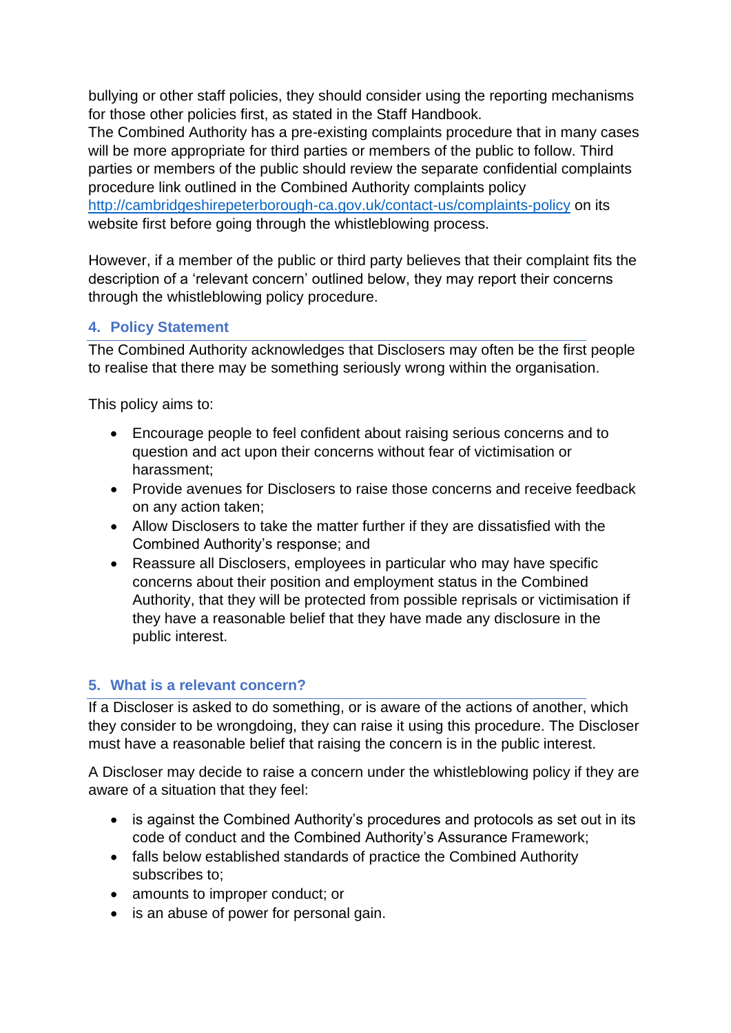bullying or other staff policies, they should consider using the reporting mechanisms for those other policies first, as stated in the Staff Handbook.
The Combined Authority has a pre-existing complaints procedure that in many cases will be more appropriate for third parties or members of the public to follow. Third parties or members of the public should review the separate confidential complaints procedure link outlined in the Combined Authority complaints policy [http://cambridgeshirepeterborough-ca.gov.uk/contact-us/complaints-policy](http://cambridgeshirepeterborough-ca.gov.uk/contact-us/complaints-policy) on its website first before going through the whistleblowing process.

However, if a member of the public or third party believes that their complaint fits the description of a 'relevant concern' outlined below, they may report their concerns through the whistleblowing policy procedure.

## 4. Policy Statement

The Combined Authority acknowledges that Disclosers may often be the first people to realise that there may be something seriously wrong within the organisation.

This policy aims to:

- Encourage people to feel confident about raising serious concerns and to question and act upon their concerns without fear of victimisation or harassment;
- Provide avenues for Disclosers to raise those concerns and receive feedback on any action taken;
- Allow Disclosers to take the matter further if they are dissatisfied with the Combined Authority's response; and
- Reassure all Disclosers, employees in particular who may have specific concerns about their position and employment status in the Combined Authority, that they will be protected from possible reprisals or victimisation if they have a reasonable belief that they have made any disclosure in the public interest.

## 5. What is a relevant concern?

If a Discloser is asked to do something, or is aware of the actions of another, which they consider to be wrongdoing, they can raise it using this procedure. The Discloser must have a reasonable belief that raising the concern is in the public interest.

A Discloser may decide to raise a concern under the whistleblowing policy if they are aware of a situation that they feel:

- is against the Combined Authority's procedures and protocols as set out in its code of conduct and the Combined Authority's Assurance Framework;
- falls below established standards of practice the Combined Authority subscribes to;
- amounts to improper conduct; or
- is an abuse of power for personal gain.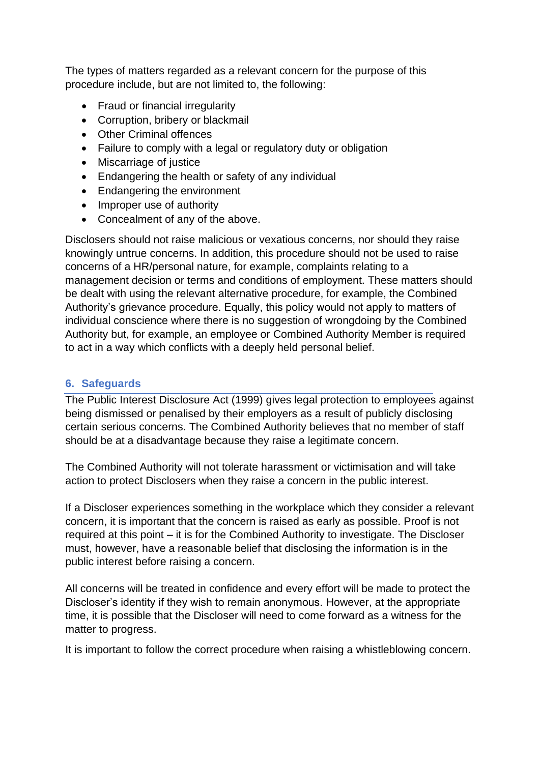The types of matters regarded as a relevant concern for the purpose of this procedure include, but are not limited to, the following:

- Fraud or financial irregularity
- Corruption, bribery or blackmail
- Other Criminal offences
- Failure to comply with a legal or regulatory duty or obligation
- Miscarriage of justice
- Endangering the health or safety of any individual
- Endangering the environment
- Improper use of authority
- Concealment of any of the above.

Disclosers should not raise malicious or vexatious concerns, nor should they raise knowingly untrue concerns. In addition, this procedure should not be used to raise concerns of a HR/personal nature, for example, complaints relating to a management decision or terms and conditions of employment. These matters should be dealt with using the relevant alternative procedure, for example, the Combined Authority's grievance procedure. Equally, this policy would not apply to matters of individual conscience where there is no suggestion of wrongdoing by the Combined Authority but, for example, an employee or Combined Authority Member is required to act in a way which conflicts with a deeply held personal belief.

## 6. Safeguards

The Public Interest Disclosure Act (1999) gives legal protection to employees against being dismissed or penalised by their employers as a result of publicly disclosing certain serious concerns. The Combined Authority believes that no member of staff should be at a disadvantage because they raise a legitimate concern.

The Combined Authority will not tolerate harassment or victimisation and will take action to protect Disclosers when they raise a concern in the public interest.

If a Discloser experiences something in the workplace which they consider a relevant concern, it is important that the concern is raised as early as possible. Proof is not required at this point – it is for the Combined Authority to investigate. The Discloser must, however, have a reasonable belief that disclosing the information is in the public interest before raising a concern.

All concerns will be treated in confidence and every effort will be made to protect the Discloser's identity if they wish to remain anonymous. However, at the appropriate time, it is possible that the Discloser will need to come forward as a witness for the matter to progress.

It is important to follow the correct procedure when raising a whistleblowing concern.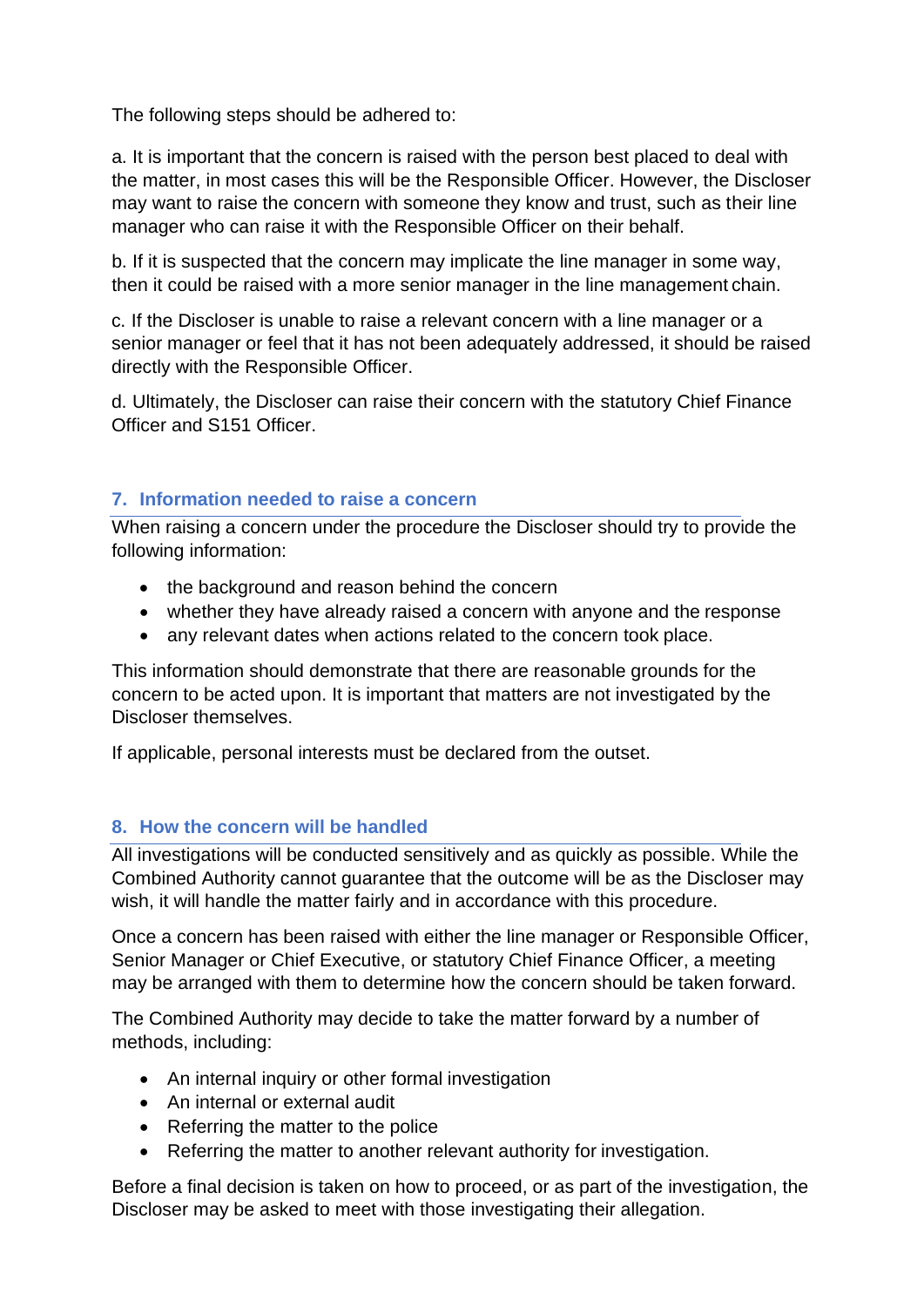The following steps should be adhered to:

a. It is important that the concern is raised with the person best placed to deal with the matter, in most cases this will be the Responsible Officer. However, the Discloser may want to raise the concern with someone they know and trust, such as their line manager who can raise it with the Responsible Officer on their behalf.

b. If it is suspected that the concern may implicate the line manager in some way, then it could be raised with a more senior manager in the line management chain.

c. If the Discloser is unable to raise a relevant concern with a line manager or a senior manager or feel that it has not been adequately addressed, it should be raised directly with the Responsible Officer.

d. Ultimately, the Discloser can raise their concern with the statutory Chief Finance Officer and S151 Officer.

## 7. Information needed to raise a concern

When raising a concern under the procedure the Discloser should try to provide the following information:

- the background and reason behind the concern
- whether they have already raised a concern with anyone and the response
- any relevant dates when actions related to the concern took place.

This information should demonstrate that there are reasonable grounds for the concern to be acted upon. It is important that matters are not investigated by the Discloser themselves.

If applicable, personal interests must be declared from the outset.

## 8. How the concern will be handled

All investigations will be conducted sensitively and as quickly as possible. While the Combined Authority cannot guarantee that the outcome will be as the Discloser may wish, it will handle the matter fairly and in accordance with this procedure.

Once a concern has been raised with either the line manager or Responsible Officer, Senior Manager or Chief Executive, or statutory Chief Finance Officer, a meeting may be arranged with them to determine how the concern should be taken forward.

The Combined Authority may decide to take the matter forward by a number of methods, including:

- An internal inquiry or other formal investigation
- An internal or external audit
- Referring the matter to the police
- Referring the matter to another relevant authority for investigation.

Before a final decision is taken on how to proceed, or as part of the investigation, the Discloser may be asked to meet with those investigating their allegation.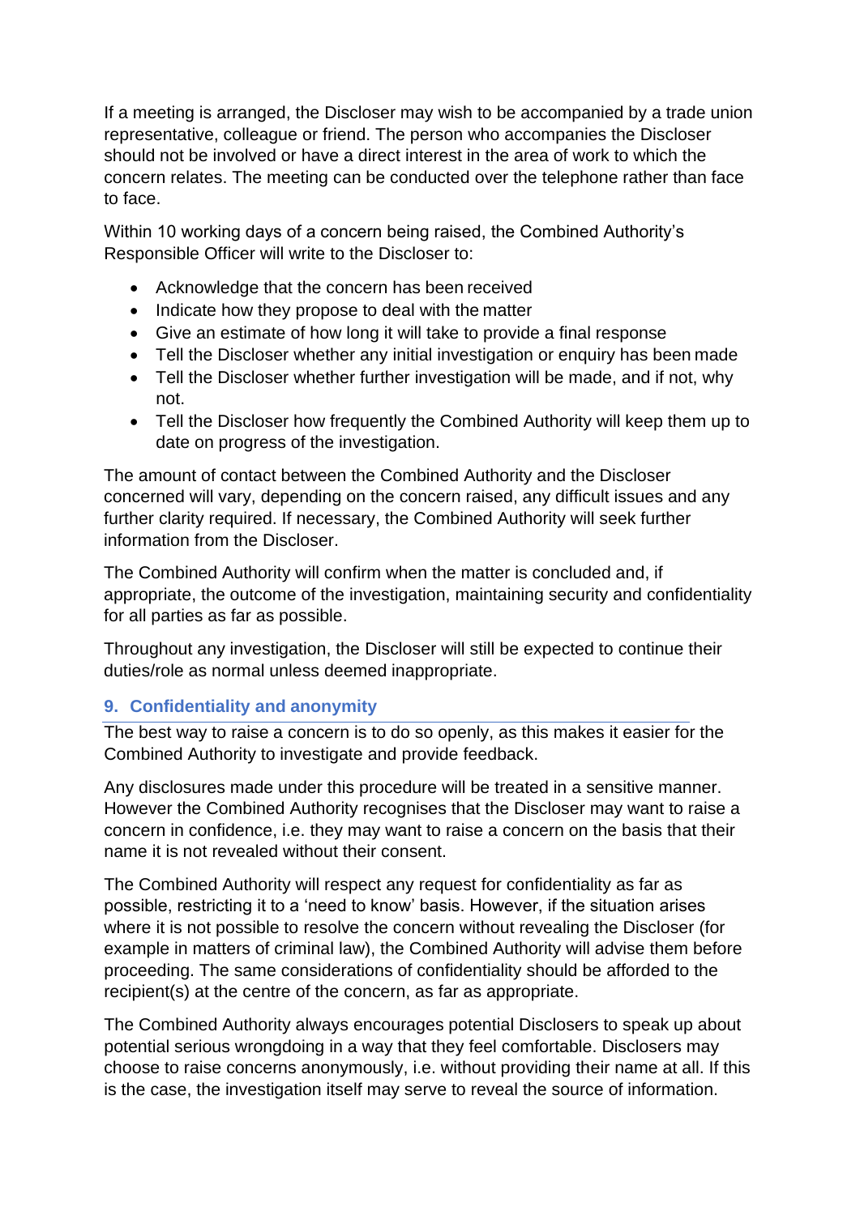If a meeting is arranged, the Discloser may wish to be accompanied by a trade union representative, colleague or friend. The person who accompanies the Discloser should not be involved or have a direct interest in the area of work to which the concern relates. The meeting can be conducted over the telephone rather than face to face.

Within 10 working days of a concern being raised, the Combined Authority's Responsible Officer will write to the Discloser to:

- Acknowledge that the concern has been received
- Indicate how they propose to deal with the matter
- Give an estimate of how long it will take to provide a final response
- Tell the Discloser whether any initial investigation or enquiry has been made
- Tell the Discloser whether further investigation will be made, and if not, why not.
- Tell the Discloser how frequently the Combined Authority will keep them up to date on progress of the investigation.

The amount of contact between the Combined Authority and the Discloser concerned will vary, depending on the concern raised, any difficult issues and any further clarity required. If necessary, the Combined Authority will seek further information from the Discloser.

The Combined Authority will confirm when the matter is concluded and, if appropriate, the outcome of the investigation, maintaining security and confidentiality for all parties as far as possible.

Throughout any investigation, the Discloser will still be expected to continue their duties/role as normal unless deemed inappropriate.

## 9. Confidentiality and anonymity

The best way to raise a concern is to do so openly, as this makes it easier for the Combined Authority to investigate and provide feedback.

Any disclosures made under this procedure will be treated in a sensitive manner. However the Combined Authority recognises that the Discloser may want to raise a concern in confidence, i.e. they may want to raise a concern on the basis that their name it is not revealed without their consent.

The Combined Authority will respect any request for confidentiality as far as possible, restricting it to a 'need to know' basis. However, if the situation arises where it is not possible to resolve the concern without revealing the Discloser (for example in matters of criminal law), the Combined Authority will advise them before proceeding. The same considerations of confidentiality should be afforded to the recipient(s) at the centre of the concern, as far as appropriate.

The Combined Authority always encourages potential Disclosers to speak up about potential serious wrongdoing in a way that they feel comfortable. Disclosers may choose to raise concerns anonymously, i.e. without providing their name at all. If this is the case, the investigation itself may serve to reveal the source of information.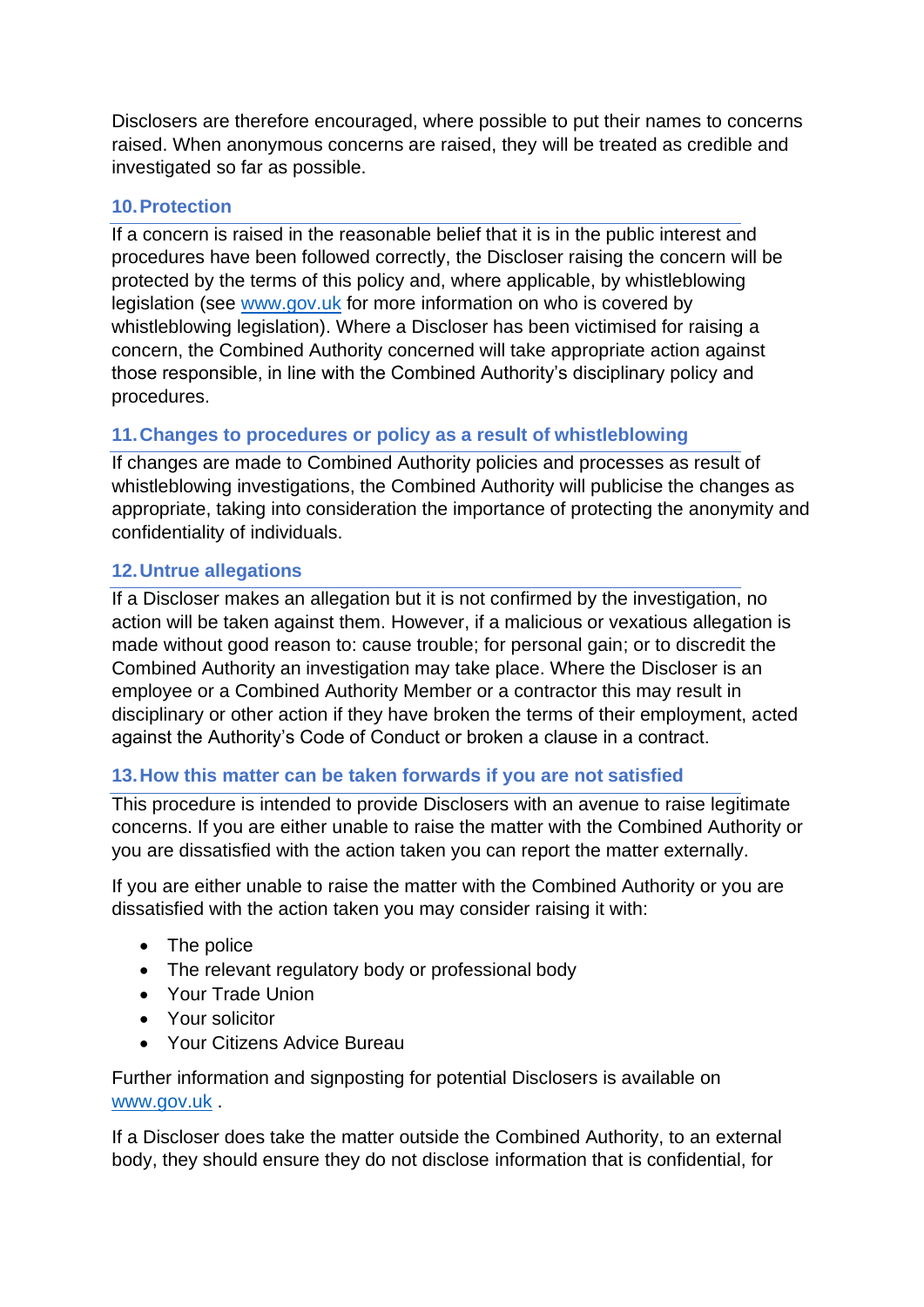Disclosers are therefore encouraged, where possible to put their names to concerns raised. When anonymous concerns are raised, they will be treated as credible and investigated so far as possible.

## 10. Protection

If a concern is raised in the reasonable belief that it is in the public interest and procedures have been followed correctly, the Discloser raising the concern will be protected by the terms of this policy and, where applicable, by whistleblowing legislation (see [www.gov.uk](http://www.gov.uk) for more information on who is covered by whistleblowing legislation). Where a Discloser has been victimised for raising a concern, the Combined Authority concerned will take appropriate action against those responsible, in line with the Combined Authority's disciplinary policy and procedures.

## 11. Changes to procedures or policy as a result of whistleblowing

If changes are made to Combined Authority policies and processes as result of whistleblowing investigations, the Combined Authority will publicise the changes as appropriate, taking into consideration the importance of protecting the anonymity and confidentiality of individuals.

## 12. Untrue allegations

If a Discloser makes an allegation but it is not confirmed by the investigation, no action will be taken against them. However, if a malicious or vexatious allegation is made without good reason to: cause trouble; for personal gain; or to discredit the Combined Authority an investigation may take place. Where the Discloser is an employee or a Combined Authority Member or a contractor this may result in disciplinary or other action if they have broken the terms of their employment, acted against the Authority's Code of Conduct or broken a clause in a contract.

## 13. How this matter can be taken forwards if you are not satisfied

This procedure is intended to provide Disclosers with an avenue to raise legitimate concerns. If you are either unable to raise the matter with the Combined Authority or you are dissatisfied with the action taken you can report the matter externally.

If you are either unable to raise the matter with the Combined Authority or you are dissatisfied with the action taken you may consider raising it with:

- The police
- The relevant regulatory body or professional body
- Your Trade Union
- Your solicitor
- Your Citizens Advice Bureau

Further information and signposting for potential Disclosers is available on [www.gov.uk](http://www.gov.uk) .

If a Discloser does take the matter outside the Combined Authority, to an external body, they should ensure they do not disclose information that is confidential, for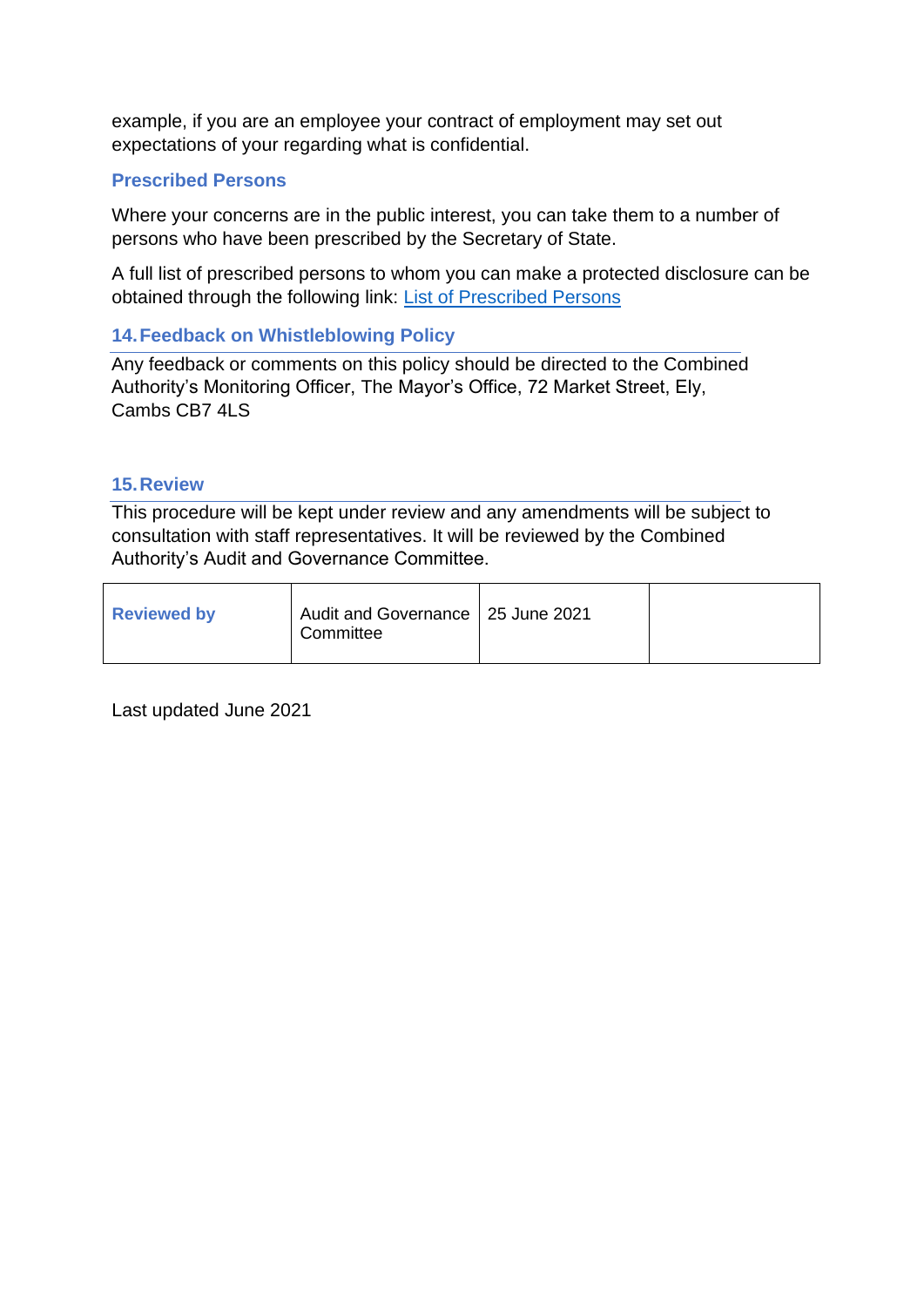example, if you are an employee your contract of employment may set out expectations of your regarding what is confidential.

### Prescribed Persons

Where your concerns are in the public interest, you can take them to a number of persons who have been prescribed by the Secretary of State.

A full list of prescribed persons to whom you can make a protected disclosure can be obtained through the following link: List of Prescribed Persons

## 14. Feedback on Whistleblowing Policy

Any feedback or comments on this policy should be directed to the Combined Authority's Monitoring Officer, The Mayor's Office, 72 Market Street, Ely, Cambs CB7 4LS

## 15. Review

This procedure will be kept under review and any amendments will be subject to consultation with staff representatives. It will be reviewed by the Combined Authority's Audit and Governance Committee.

| | | | |
|---|---|---|---|
| **Reviewed by** | Audit and Governance Committee | 25 June 2021 | |

Last updated June 2021